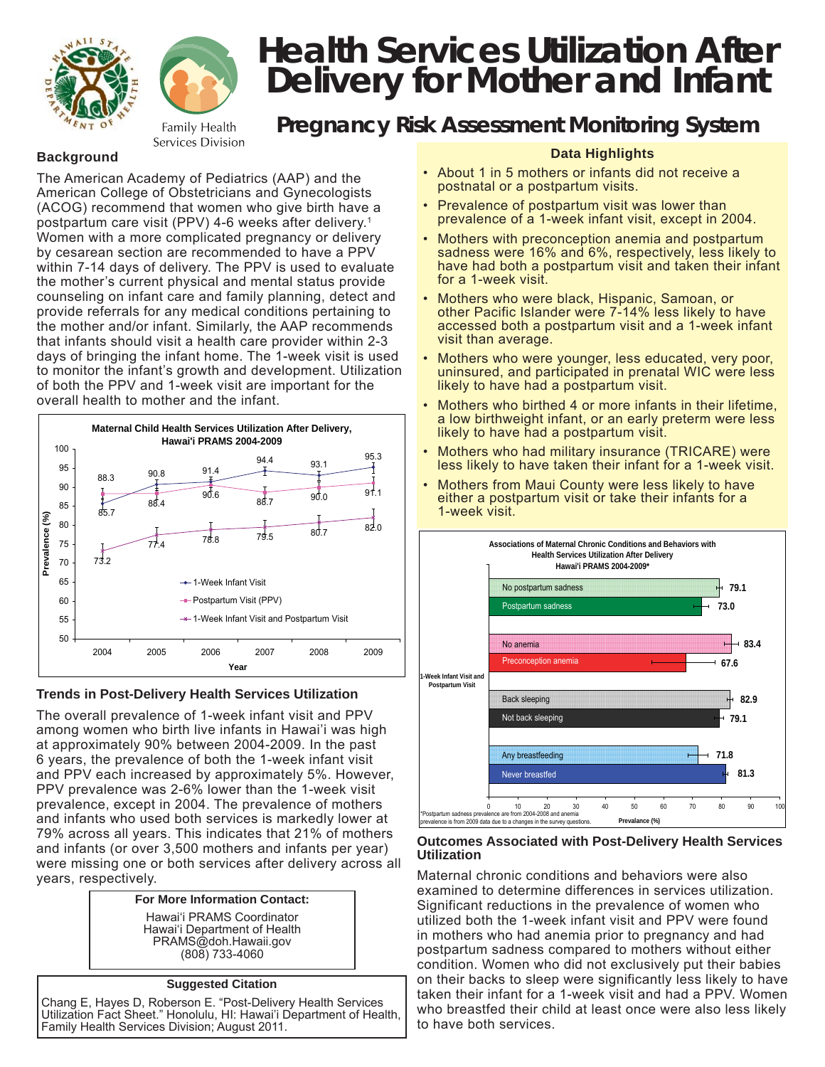# Health Services Utilization After Delivery for Mother and Infant

Family Health Services Division

## Pregnancy Risk Assessment Monitoring System

### Background

The American Academy of Pediatrics (AAP) and the American College of Obstetricians and Gynecologists (ACOG) recommend that women who give birth have a postpartum care visit (PPV) 4-6 weeks after delivery.[1] Women with a more complicated pregnancy or delivery by cesarean section are recommended to have a PPV within 7-14 days of delivery. The PPV is used to evaluate the mother's current physical and mental status provide counseling on infant care and family planning, detect and provide referrals for any medical conditions pertaining to the mother and/or infant. Similarly, the AAP recommends that infants should visit a health care provider within 2-3 days of bringing the infant home. The 1-week visit is used to monitor the infant's growth and development. Utilization of both the PPV and 1-week visit are important for the overall health to mother and the infant.

**Maternal Child Health Services Utilization After Delivery, Hawai'i PRAMS 2004-2009**

| Year | 1-Week Infant Visit | Postpartum Visit (PPV) | 1-Week Infant Visit and Postpartum Visit |
|---|---|---|---|
| 2004 | 85.7 | 88.3 | 73.2 |
| 2005 | 90.8 | 88.4 | 77.4 |
| 2006 | 91.4 | 90.6 | 78.8 |
| 2007 | 94.4 | 88.7 | 79.5 |
| 2008 | 93.1 | 90.0 | 80.7 |
| 2009 | 95.3 | 91.1 | 82.0 |

### Trends in Post-Delivery Health Services Utilization

The overall prevalence of 1-week infant visit and PPV among women who birth live infants in Hawai'i was high at approximately 90% between 2004-2009. In the past 6 years, the prevalence of both the 1-week infant visit and PPV each increased by approximately 5%. However, PPV prevalence was 2-6% lower than the 1-week visit prevalence, except in 2004. The prevalence of mothers and infants who used both services is markedly lower at 79% across all years. This indicates that 21% of mothers and infants (or over 3,500 mothers and infants per year) were missing one or both services after delivery across all years, respectively.

**For More Information Contact:**

Hawai'i PRAMS Coordinator
Hawai'i Department of Health
PRAMS@doh.Hawaii.gov
(808) 733-4060

**Suggested Citation**

Chang E, Hayes D, Roberson E. "Post-Delivery Health Services Utilization Fact Sheet." Honolulu, HI: Hawai'i Department of Health, Family Health Services Division; August 2011.

### Data Highlights

- About 1 in 5 mothers or infants did not receive a postnatal or a postpartum visits.
- Prevalence of postpartum visit was lower than prevalence of a 1-week infant visit, except in 2004.
- Mothers with preconception anemia and postpartum sadness were 16% and 6%, respectively, less likely to have had both a postpartum visit and taken their infant for a 1-week visit.
- Mothers who were black, Hispanic, Samoan, or other Pacific Islander were 7-14% less likely to have accessed both a postpartum visit and a 1-week infant visit than average.
- Mothers who were younger, less educated, very poor, uninsured, and participated in prenatal WIC were less likely to have had a postpartum visit.
- Mothers who birthed 4 or more infants in their lifetime, a low birthweight infant, or an early preterm were less likely to have had a postpartum visit.
- Mothers who had military insurance (TRICARE) were less likely to have taken their infant for a 1-week visit.
- Mothers from Maui County were less likely to have either a postpartum visit or take their infants for a 1-week visit.

**Associations of Maternal Chronic Conditions and Behaviors with Health Services Utilization After Delivery Hawai'i PRAMS 2004-2009***

1-Week Infant Visit and Postpartum Visit — Prevalance (%)

| Condition/Behavior | Prevalence (%) |
|---|---|
| No postpartum sadness | 79.1 |
| Postpartum sadness | 73.0 |
| No anemia | 83.4 |
| Preconception anemia | 67.6 |
| Back sleeping | 82.9 |
| Not back sleeping | 79.1 |
| Any breastfeeding | 71.8 |
| Never breastfed | 81.3 |

*Postpartum sadness prevalence are from 2004-2008 and anemia prevalence is from 2009 data due to a changes in the survey questions.

### Outcomes Associated with Post-Delivery Health Services Utilization

Maternal chronic conditions and behaviors were also examined to determine differences in services utilization. Significant reductions in the prevalence of women who utilized both the 1-week infant visit and PPV were found in mothers who had anemia prior to pregnancy and had postpartum sadness compared to mothers without either condition. Women who did not exclusively put their babies on their backs to sleep were significantly less likely to have taken their infant for a 1-week visit and had a PPV. Women who breastfed their child at least once were also less likely to have both services.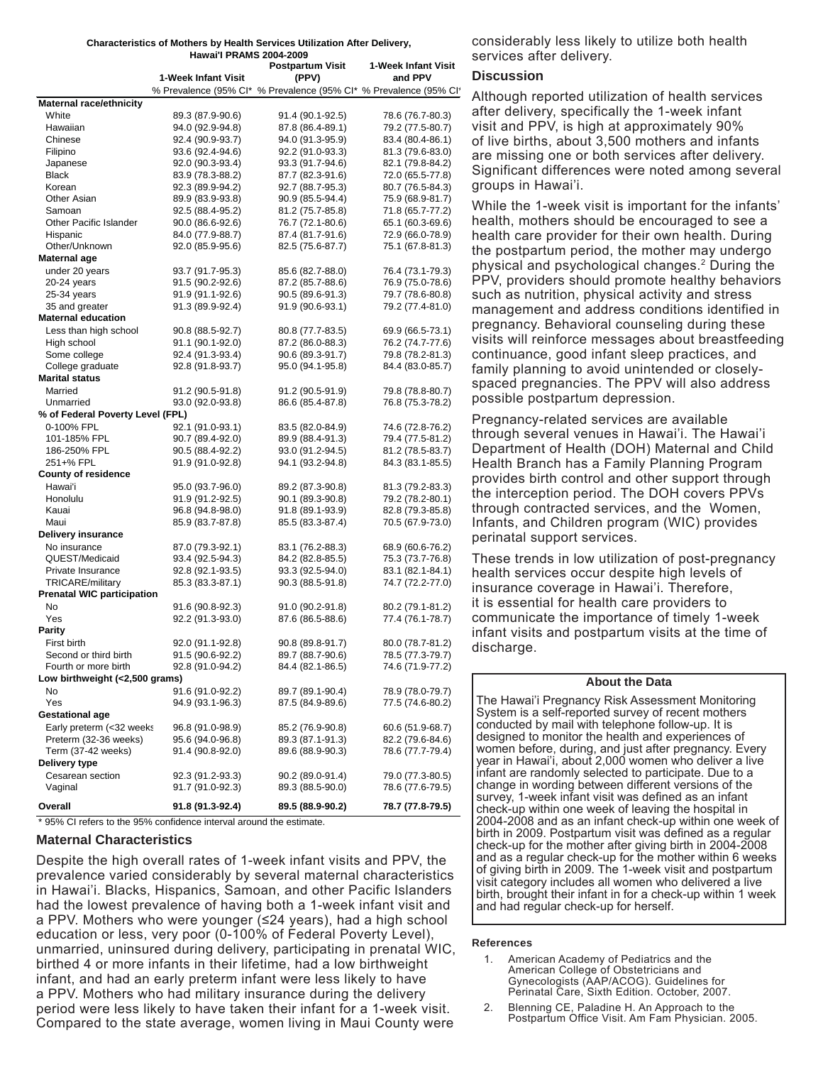**Characteristics of Mothers by Health Services Utilization After Delivery, Hawai'I PRAMS 2004-2009**

| | 1-Week Infant Visit | Postpartum Visit (PPV) | 1-Week Infant Visit and PPV |
|---|---|---|---|
| | % Prevalence (95% CI* | % Prevalence (95% CI* | % Prevalence (95% CI* |
| **Maternal race/ethnicity** | | | |
| White | 89.3 (87.9-90.6) | 91.4 (90.1-92.5) | 78.6 (76.7-80.3) |
| Hawaiian | 94.0 (92.9-94.8) | 87.8 (86.4-89.1) | 79.2 (77.5-80.7) |
| Chinese | 92.4 (90.9-93.7) | 94.0 (91.3-95.9) | 83.4 (80.4-86.1) |
| Filipino | 93.6 (92.4-94.6) | 92.2 (91.0-93.3) | 81.3 (79.6-83.0) |
| Japanese | 92.0 (90.3-93.4) | 93.3 (91.7-94.6) | 82.1 (79.8-84.2) |
| Black | 83.9 (78.3-88.2) | 87.7 (82.3-91.6) | 72.0 (65.5-77.8) |
| Korean | 92.3 (89.9-94.2) | 92.7 (88.7-95.3) | 80.7 (76.5-84.3) |
| Other Asian | 89.9 (83.9-93.8) | 90.9 (85.5-94.4) | 75.9 (68.9-81.7) |
| Samoan | 92.5 (88.4-95.2) | 81.2 (75.7-85.8) | 71.8 (65.7-77.2) |
| Other Pacific Islander | 90.0 (86.6-92.6) | 76.7 (72.1-80.6) | 65.1 (60.3-69.6) |
| Hispanic | 84.0 (77.9-88.7) | 87.4 (81.7-91.6) | 72.9 (66.0-78.9) |
| Other/Unknown | 92.0 (85.9-95.6) | 82.5 (75.6-87.7) | 75.1 (67.8-81.3) |
| **Maternal age** | | | |
| under 20 years | 93.7 (91.7-95.3) | 85.6 (82.7-88.0) | 76.4 (73.1-79.3) |
| 20-24 years | 91.5 (90.2-92.6) | 87.2 (85.7-88.6) | 76.9 (75.0-78.6) |
| 25-34 years | 91.9 (91.1-92.6) | 90.5 (89.6-91.3) | 79.7 (78.6-80.8) |
| 35 and greater | 91.3 (89.9-92.4) | 91.9 (90.6-93.1) | 79.2 (77.4-81.0) |
| **Maternal education** | | | |
| Less than high school | 90.8 (88.5-92.7) | 80.8 (77.7-83.5) | 69.9 (66.5-73.1) |
| High school | 91.1 (90.1-92.0) | 87.2 (86.0-88.3) | 76.2 (74.7-77.6) |
| Some college | 92.4 (91.3-93.4) | 90.6 (89.3-91.7) | 79.8 (78.2-81.3) |
| College graduate | 92.8 (91.8-93.7) | 95.0 (94.1-95.8) | 84.4 (83.0-85.7) |
| **Marital status** | | | |
| Married | 91.2 (90.5-91.8) | 91.2 (90.5-91.9) | 79.8 (78.8-80.7) |
| Unmarried | 93.0 (92.0-93.8) | 86.6 (85.4-87.8) | 76.8 (75.3-78.2) |
| **% of Federal Poverty Level (FPL)** | | | |
| 0-100% FPL | 92.1 (91.0-93.1) | 83.5 (82.0-84.9) | 74.6 (72.8-76.2) |
| 101-185% FPL | 90.7 (89.4-92.0) | 89.9 (88.4-91.3) | 79.4 (77.5-81.2) |
| 186-250% FPL | 90.5 (88.4-92.2) | 93.0 (91.2-94.5) | 81.2 (78.5-83.7) |
| 251+% FPL | 91.9 (91.0-92.8) | 94.1 (93.2-94.8) | 84.3 (83.1-85.5) |
| **County of residence** | | | |
| Hawai'i | 95.0 (93.7-96.0) | 89.2 (87.3-90.8) | 81.3 (79.2-83.3) |
| Honolulu | 91.9 (91.2-92.5) | 90.1 (89.3-90.8) | 79.2 (78.2-80.1) |
| Kauai | 96.8 (94.8-98.0) | 91.8 (89.1-93.9) | 82.8 (79.3-85.8) |
| Maui | 85.9 (83.7-87.8) | 85.5 (83.3-87.4) | 70.5 (67.9-73.0) |
| **Delivery insurance** | | | |
| No insurance | 87.0 (79.3-92.1) | 83.1 (76.2-88.3) | 68.9 (60.6-76.2) |
| QUEST/Medicaid | 93.4 (92.5-94.3) | 84.2 (82.8-85.5) | 75.3 (73.7-76.8) |
| Private Insurance | 92.8 (92.1-93.5) | 93.3 (92.5-94.0) | 83.1 (82.1-84.1) |
| TRICARE/military | 85.3 (83.3-87.1) | 90.3 (88.5-91.8) | 74.7 (72.2-77.0) |
| **Prenatal WIC participation** | | | |
| No | 91.6 (90.8-92.3) | 91.0 (90.2-91.8) | 80.2 (79.1-81.2) |
| Yes | 92.2 (91.3-93.0) | 87.6 (86.5-88.6) | 77.4 (76.1-78.7) |
| **Parity** | | | |
| First birth | 92.0 (91.1-92.8) | 90.8 (89.8-91.7) | 80.0 (78.7-81.2) |
| Second or third birth | 91.5 (90.6-92.2) | 89.7 (88.7-90.6) | 78.5 (77.3-79.7) |
| Fourth or more birth | 92.8 (91.0-94.2) | 84.4 (82.1-86.5) | 74.6 (71.9-77.2) |
| **Low birthweight (<2,500 grams)** | | | |
| No | 91.6 (91.0-92.2) | 89.7 (89.1-90.4) | 78.9 (78.0-79.7) |
| Yes | 94.9 (93.1-96.3) | 87.5 (84.9-89.6) | 77.5 (74.6-80.2) |
| **Gestational age** | | | |
| Early preterm (<32 weeks | 96.8 (91.0-98.9) | 85.2 (76.9-90.8) | 60.6 (51.9-68.7) |
| Preterm (32-36 weeks) | 95.6 (94.0-96.8) | 89.3 (87.1-91.3) | 82.2 (79.6-84.6) |
| Term (37-42 weeks) | 91.4 (90.8-92.0) | 89.6 (88.9-90.3) | 78.6 (77.7-79.4) |
| **Delivery type** | | | |
| Cesarean section | 92.3 (91.2-93.3) | 90.2 (89.0-91.4) | 79.0 (77.3-80.5) |
| Vaginal | 91.7 (91.0-92.3) | 89.3 (88.5-90.0) | 78.6 (77.6-79.5) |
| **Overall** | **91.8 (91.3-92.4)** | **89.5 (88.9-90.2)** | **78.7 (77.8-79.5)** |

\* 95% CI refers to the 95% confidence interval around the estimate.

### Maternal Characteristics

Despite the high overall rates of 1-week infant visits and PPV, the prevalence varied considerably by several maternal characteristics in Hawai'i. Blacks, Hispanics, Samoan, and other Pacific Islanders had the lowest prevalence of having both a 1-week infant visit and a PPV. Mothers who were younger (≤24 years), had a high school education or less, very poor (0-100% of Federal Poverty Level), unmarried, uninsured during delivery, participating in prenatal WIC, birthed 4 or more infants in their lifetime, had a low birthweight infant, and had an early preterm infant were less likely to have a PPV. Mothers who had military insurance during the delivery period were less likely to have taken their infant for a 1-week visit. Compared to the state average, women living in Maui County were considerably less likely to utilize both health services after delivery.

### Discussion

Although reported utilization of health services after delivery, specifically the 1-week infant visit and PPV, is high at approximately 90% of live births, about 3,500 mothers and infants are missing one or both services after delivery. Significant differences were noted among several groups in Hawai'i.

While the 1-week visit is important for the infants' health, mothers should be encouraged to see a health care provider for their own health. During the postpartum period, the mother may undergo physical and psychological changes.[2] During the PPV, providers should promote healthy behaviors such as nutrition, physical activity and stress management and address conditions identified in pregnancy. Behavioral counseling during these visits will reinforce messages about breastfeeding continuance, good infant sleep practices, and family planning to avoid unintended or closely-spaced pregnancies. The PPV will also address possible postpartum depression.

Pregnancy-related services are available through several venues in Hawai'i. The Hawai'i Department of Health (DOH) Maternal and Child Health Branch has a Family Planning Program provides birth control and other support through the interception period. The DOH covers PPVs through contracted services, and the Women, Infants, and Children program (WIC) provides perinatal support services.

These trends in low utilization of post-pregnancy health services occur despite high levels of insurance coverage in Hawai'i. Therefore, it is essential for health care providers to communicate the importance of timely 1-week infant visits and postpartum visits at the time of discharge.

### About the Data

The Hawai'i Pregnancy Risk Assessment Monitoring System is a self-reported survey of recent mothers conducted by mail with telephone follow-up. It is designed to monitor the health and experiences of women before, during, and just after pregnancy. Every year in Hawai'i, about 2,000 women who deliver a live infant are randomly selected to participate. Due to a change in wording between different versions of the survey, 1-week infant visit was defined as an infant check-up within one week of leaving the hospital in 2004-2008 and as an infant check-up within one week of birth in 2009. Postpartum visit was defined as a regular check-up for the mother after giving birth in 2004-2008 and as a regular check-up for the mother within 6 weeks of giving birth in 2009. The 1-week visit and postpartum visit category includes all women who delivered a live birth, brought their infant in for a check-up within 1 week and had regular check-up for herself.

#### References

1. American Academy of Pediatrics and the American College of Obstetricians and Gynecologists (AAP/ACOG). Guidelines for Perinatal Care, Sixth Edition. October, 2007.
2. Blenning CE, Paladine H. An Approach to the Postpartum Office Visit. Am Fam Physician. 2005.